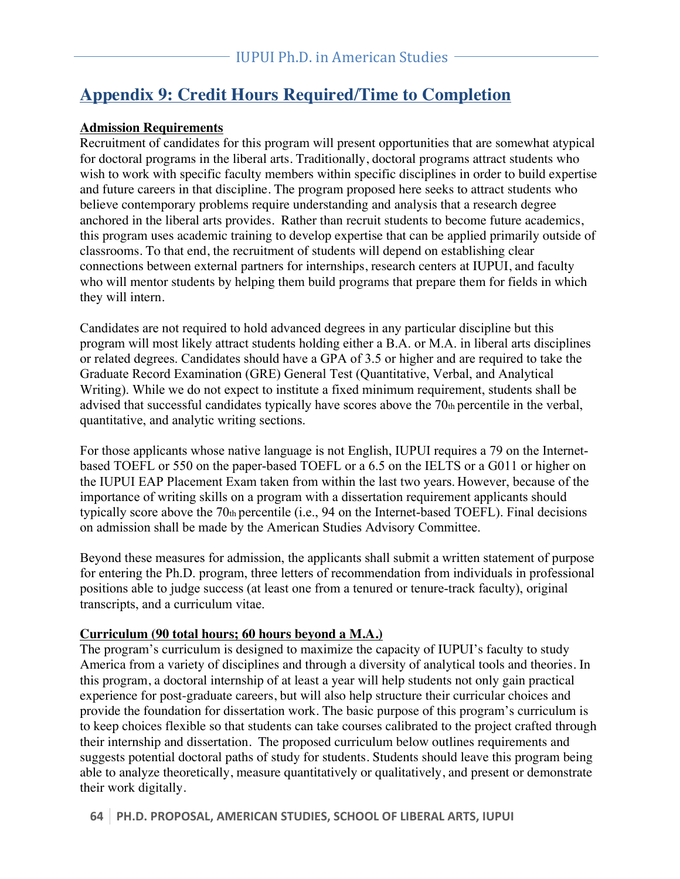# Appendix 9: Credit Hours Required/Time to Completion

**Admission Requirements**

Recruitment of candidates for this program will present opportunities that are somewhat atypical for doctoral programs in the liberal arts. Traditionally, doctoral programs attract students who wish to work with specific faculty members within specific disciplines in order to build expertise and future careers in that discipline. The program proposed here seeks to attract students who believe contemporary problems require understanding and analysis that a research degree anchored in the liberal arts provides. Rather than recruit students to become future academics, this program uses academic training to develop expertise that can be applied primarily outside of classrooms. To that end, the recruitment of students will depend on establishing clear connections between external partners for internships, research centers at IUPUI, and faculty who will mentor students by helping them build programs that prepare them for fields in which they will intern.

Candidates are not required to hold advanced degrees in any particular discipline but this program will most likely attract students holding either a B.A. or M.A. in liberal arts disciplines or related degrees. Candidates should have a GPA of 3.5 or higher and are required to take the Graduate Record Examination (GRE) General Test (Quantitative, Verbal, and Analytical Writing). While we do not expect to institute a fixed minimum requirement, students shall be advised that successful candidates typically have scores above the 70th percentile in the verbal, quantitative, and analytic writing sections.

For those applicants whose native language is not English, IUPUI requires a 79 on the Internet-based TOEFL or 550 on the paper-based TOEFL or a 6.5 on the IELTS or a G011 or higher on the IUPUI EAP Placement Exam taken from within the last two years. However, because of the importance of writing skills on a program with a dissertation requirement applicants should typically score above the 70th percentile (i.e., 94 on the Internet-based TOEFL). Final decisions on admission shall be made by the American Studies Advisory Committee.

Beyond these measures for admission, the applicants shall submit a written statement of purpose for entering the Ph.D. program, three letters of recommendation from individuals in professional positions able to judge success (at least one from a tenured or tenure-track faculty), original transcripts, and a curriculum vitae.

**Curriculum (90 total hours; 60 hours beyond a M.A.)**

The program's curriculum is designed to maximize the capacity of IUPUI's faculty to study America from a variety of disciplines and through a diversity of analytical tools and theories. In this program, a doctoral internship of at least a year will help students not only gain practical experience for post-graduate careers, but will also help structure their curricular choices and provide the foundation for dissertation work. The basic purpose of this program's curriculum is to keep choices flexible so that students can take courses calibrated to the project crafted through their internship and dissertation. The proposed curriculum below outlines requirements and suggests potential doctoral paths of study for students. Students should leave this program being able to analyze theoretically, measure quantitatively or qualitatively, and present or demonstrate their work digitally.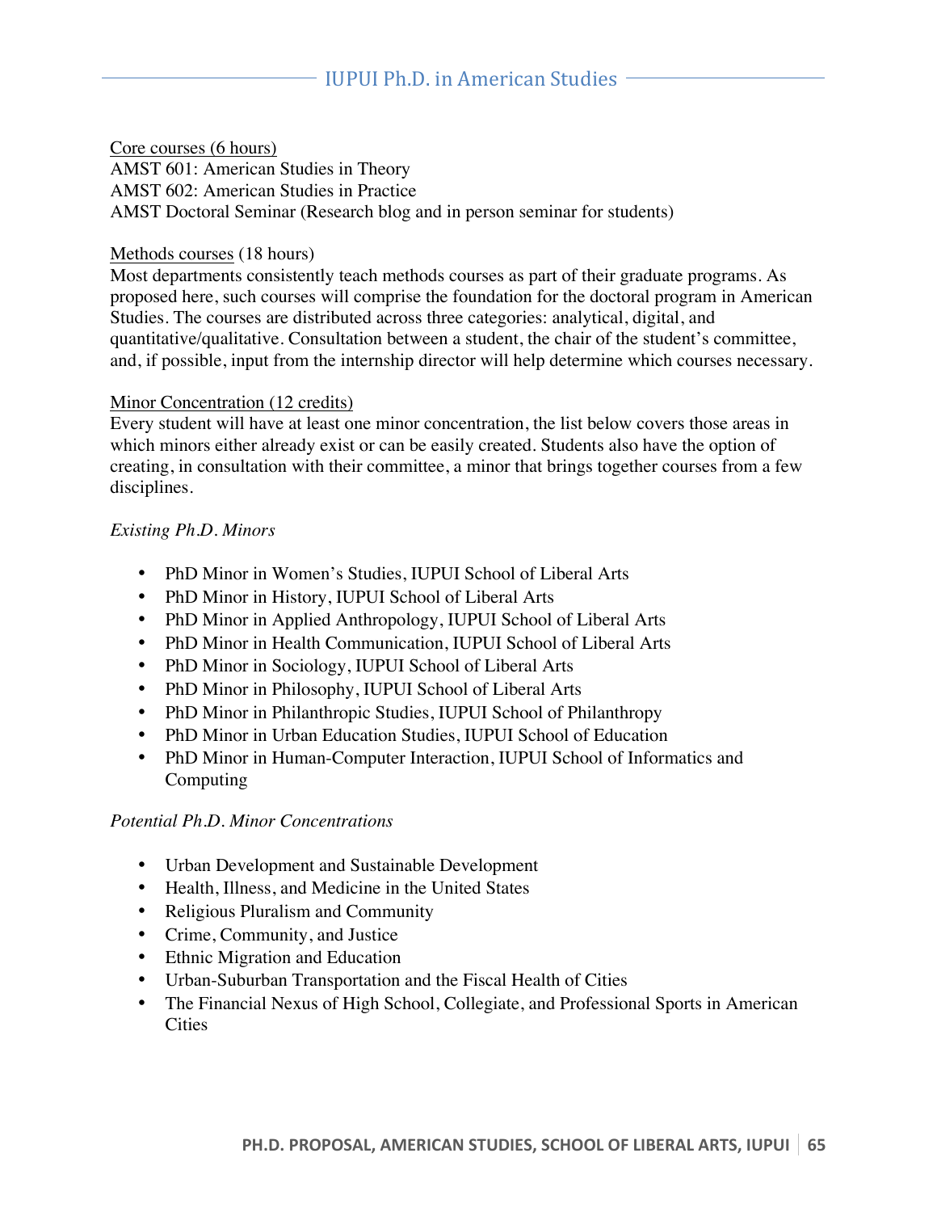Core courses (6 hours)

AMST 601: American Studies in Theory

AMST 602: American Studies in Practice

AMST Doctoral Seminar (Research blog and in person seminar for students)

Methods courses (18 hours)

Most departments consistently teach methods courses as part of their graduate programs. As proposed here, such courses will comprise the foundation for the doctoral program in American Studies. The courses are distributed across three categories: analytical, digital, and quantitative/qualitative. Consultation between a student, the chair of the student's committee, and, if possible, input from the internship director will help determine which courses necessary.

Minor Concentration (12 credits)

Every student will have at least one minor concentration, the list below covers those areas in which minors either already exist or can be easily created. Students also have the option of creating, in consultation with their committee, a minor that brings together courses from a few disciplines.

*Existing Ph.D. Minors*

- PhD Minor in Women's Studies, IUPUI School of Liberal Arts
- PhD Minor in History, IUPUI School of Liberal Arts
- PhD Minor in Applied Anthropology, IUPUI School of Liberal Arts
- PhD Minor in Health Communication, IUPUI School of Liberal Arts
- PhD Minor in Sociology, IUPUI School of Liberal Arts
- PhD Minor in Philosophy, IUPUI School of Liberal Arts
- PhD Minor in Philanthropic Studies, IUPUI School of Philanthropy
- PhD Minor in Urban Education Studies, IUPUI School of Education
- PhD Minor in Human-Computer Interaction, IUPUI School of Informatics and Computing

*Potential Ph.D. Minor Concentrations*

- Urban Development and Sustainable Development
- Health, Illness, and Medicine in the United States
- Religious Pluralism and Community
- Crime, Community, and Justice
- Ethnic Migration and Education
- Urban-Suburban Transportation and the Fiscal Health of Cities
- The Financial Nexus of High School, Collegiate, and Professional Sports in American Cities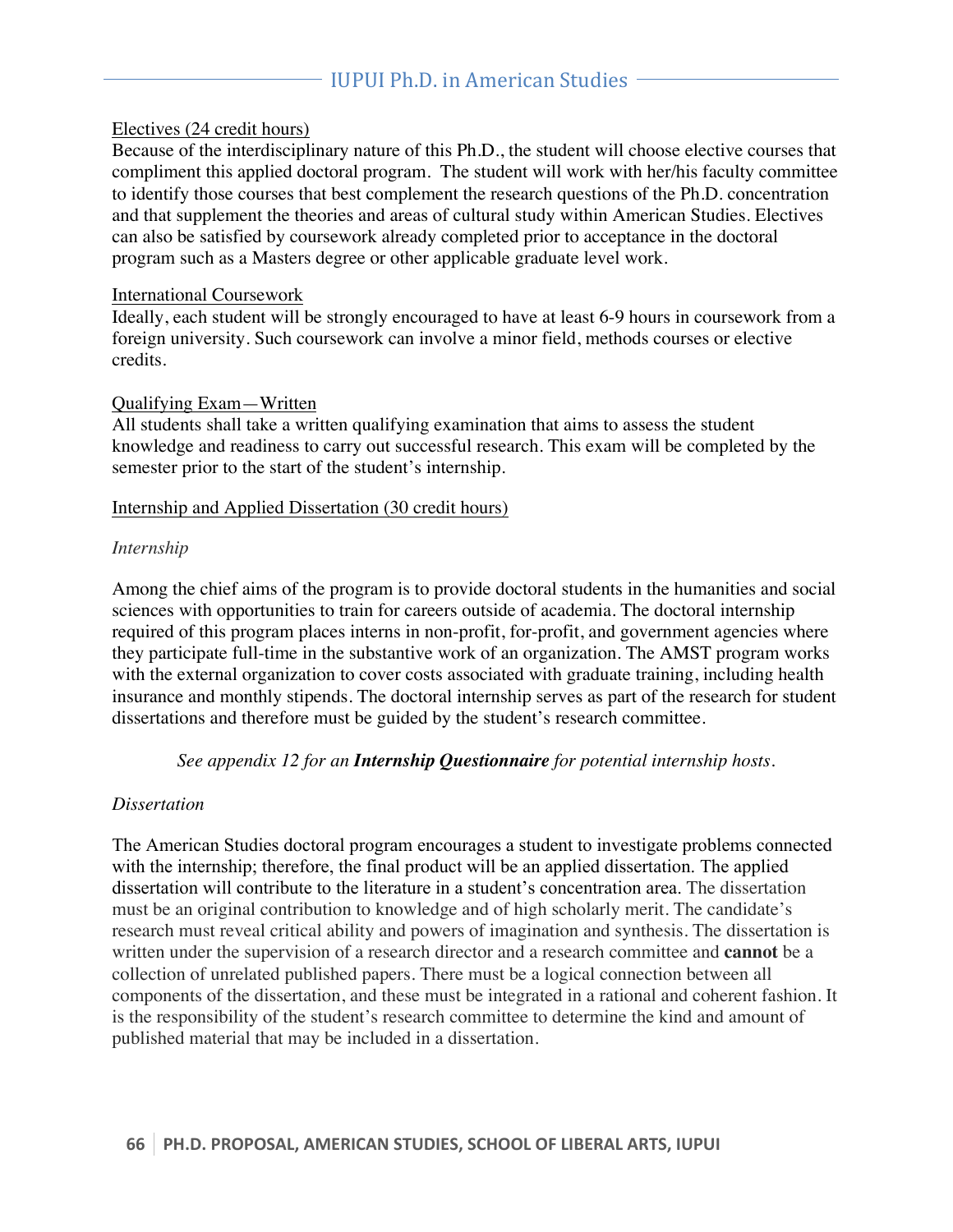## Electives (24 credit hours)

Because of the interdisciplinary nature of this Ph.D., the student will choose elective courses that compliment this applied doctoral program. The student will work with her/his faculty committee to identify those courses that best complement the research questions of the Ph.D. concentration and that supplement the theories and areas of cultural study within American Studies. Electives can also be satisfied by coursework already completed prior to acceptance in the doctoral program such as a Masters degree or other applicable graduate level work.

## International Coursework

Ideally, each student will be strongly encouraged to have at least 6-9 hours in coursework from a foreign university. Such coursework can involve a minor field, methods courses or elective credits.

## Qualifying Exam—Written

All students shall take a written qualifying examination that aims to assess the student knowledge and readiness to carry out successful research. This exam will be completed by the semester prior to the start of the student's internship.

## Internship and Applied Dissertation (30 credit hours)

### *Internship*

Among the chief aims of the program is to provide doctoral students in the humanities and social sciences with opportunities to train for careers outside of academia. The doctoral internship required of this program places interns in non-profit, for-profit, and government agencies where they participate full-time in the substantive work of an organization. The AMST program works with the external organization to cover costs associated with graduate training, including health insurance and monthly stipends. The doctoral internship serves as part of the research for student dissertations and therefore must be guided by the student's research committee.

*See appendix 12 for an* ***Internship Questionnaire*** *for potential internship hosts.*

### *Dissertation*

The American Studies doctoral program encourages a student to investigate problems connected with the internship; therefore, the final product will be an applied dissertation. The applied dissertation will contribute to the literature in a student's concentration area. The dissertation must be an original contribution to knowledge and of high scholarly merit. The candidate's research must reveal critical ability and powers of imagination and synthesis. The dissertation is written under the supervision of a research director and a research committee and **cannot** be a collection of unrelated published papers. There must be a logical connection between all components of the dissertation, and these must be integrated in a rational and coherent fashion. It is the responsibility of the student's research committee to determine the kind and amount of published material that may be included in a dissertation.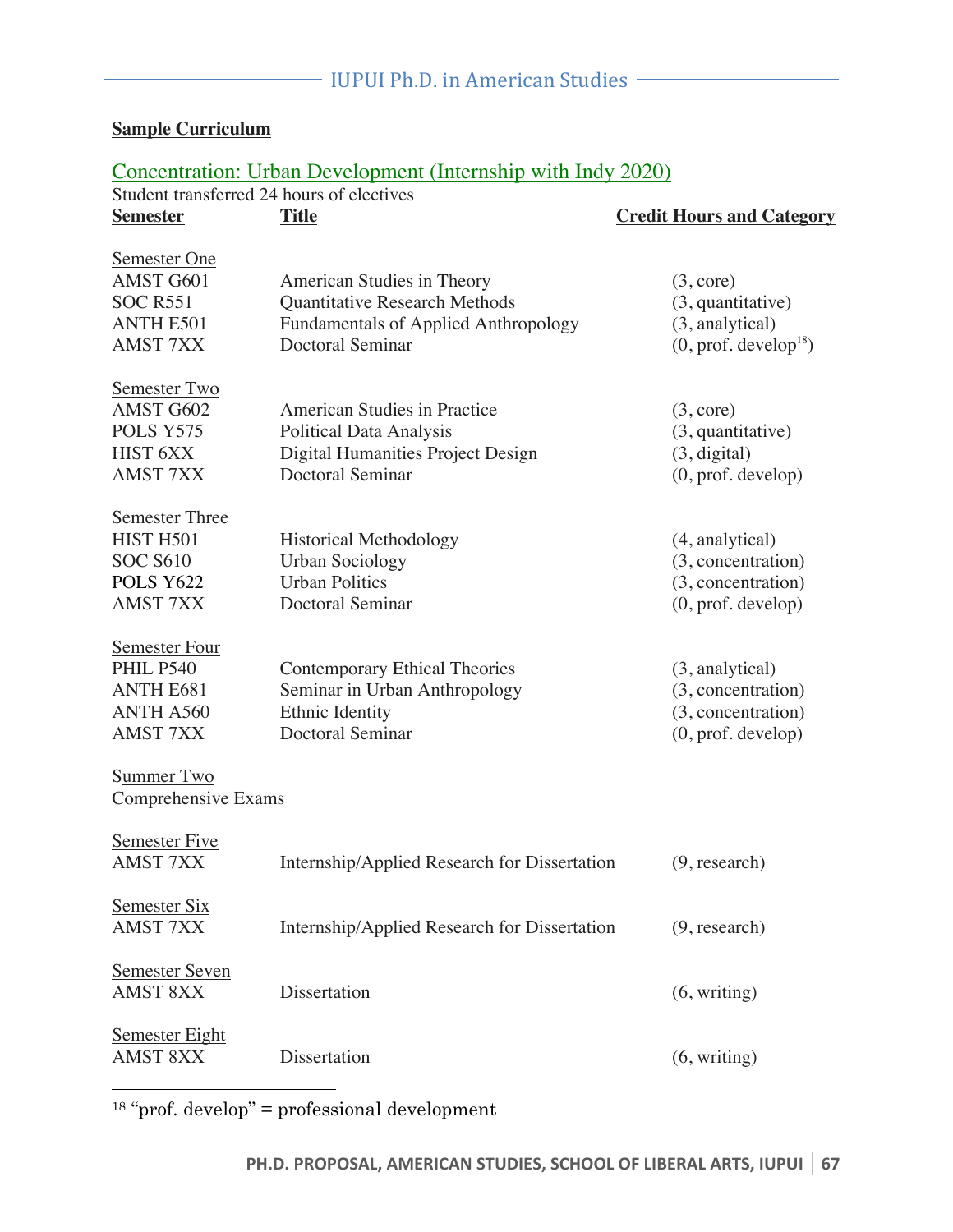**Sample Curriculum**

## Concentration: Urban Development (Internship with Indy 2020)

Student transferred 24 hours of electives

| Semester | Title | Credit Hours and Category |
|---|---|---|
| Semester One | | |
| AMST G601 | American Studies in Theory | (3, core) |
| SOC R551 | Quantitative Research Methods | (3, quantitative) |
| ANTH E501 | Fundamentals of Applied Anthropology | (3, analytical) |
| AMST 7XX | Doctoral Seminar | (0, prof. develop[18]) |
| Semester Two | | |
| AMST G602 | American Studies in Practice | (3, core) |
| POLS Y575 | Political Data Analysis | (3, quantitative) |
| HIST 6XX | Digital Humanities Project Design | (3, digital) |
| AMST 7XX | Doctoral Seminar | (0, prof. develop) |
| Semester Three | | |
| HIST H501 | Historical Methodology | (4, analytical) |
| SOC S610 | Urban Sociology | (3, concentration) |
| POLS Y622 | Urban Politics | (3, concentration) |
| AMST 7XX | Doctoral Seminar | (0, prof. develop) |
| Semester Four | | |
| PHIL P540 | Contemporary Ethical Theories | (3, analytical) |
| ANTH E681 | Seminar in Urban Anthropology | (3, concentration) |
| ANTH A560 | Ethnic Identity | (3, concentration) |
| AMST 7XX | Doctoral Seminar | (0, prof. develop) |
| Summer Two | | |
| Comprehensive Exams | | |
| Semester Five | | |
| AMST 7XX | Internship/Applied Research for Dissertation | (9, research) |
| Semester Six | | |
| AMST 7XX | Internship/Applied Research for Dissertation | (9, research) |
| Semester Seven | | |
| AMST 8XX | Dissertation | (6, writing) |
| Semester Eight | | |
| AMST 8XX | Dissertation | (6, writing) |

[18] "prof. develop" = professional development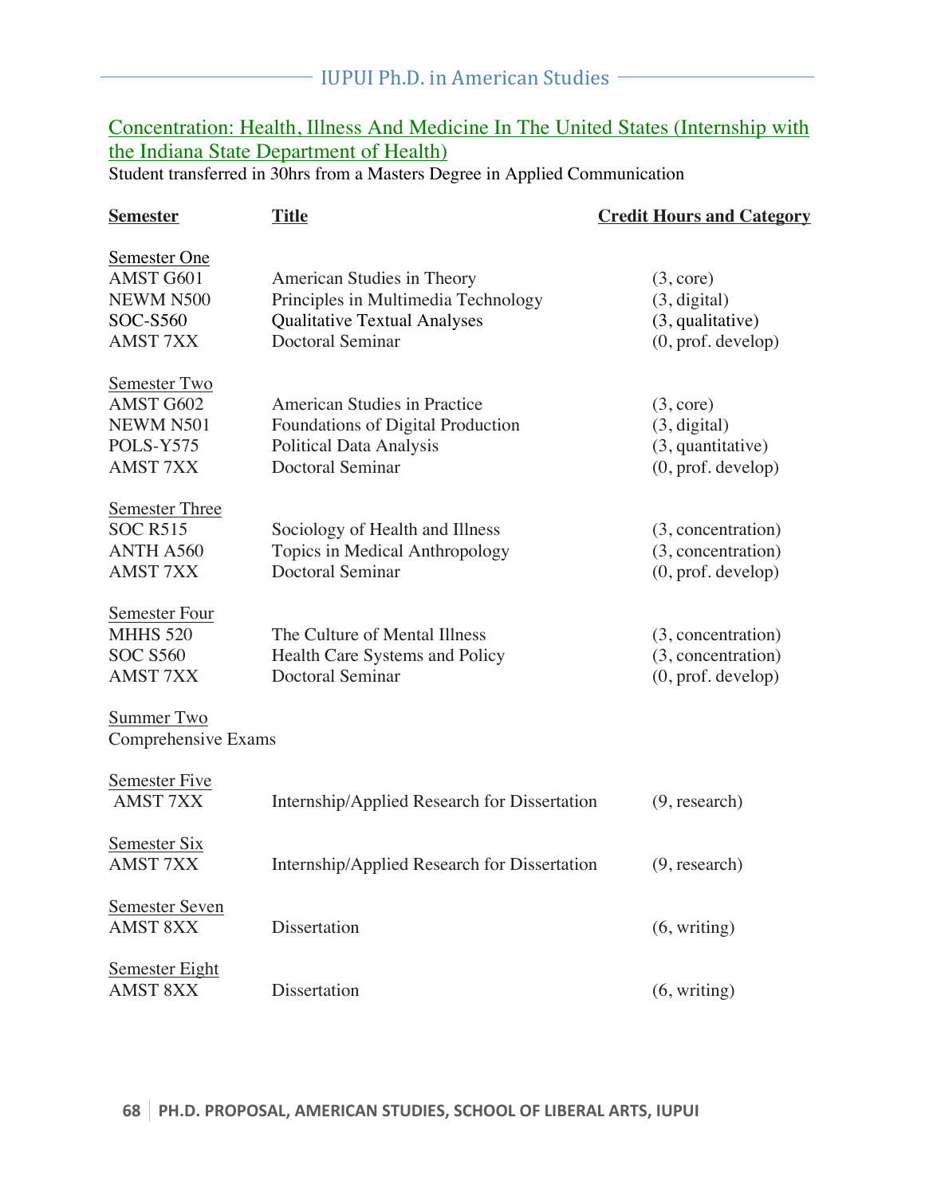## Concentration: Health, Illness And Medicine In The United States (Internship with the Indiana State Department of Health)

Student transferred in 30hrs from a Masters Degree in Applied Communication

| Semester | Title | Credit Hours and Category |
|---|---|---|
| Semester One | | |
| AMST G601 | American Studies in Theory | (3, core) |
| NEWM N500 | Principles in Multimedia Technology | (3, digital) |
| SOC-S560 | Qualitative Textual Analyses | (3, qualitative) |
| AMST 7XX | Doctoral Seminar | (0, prof. develop) |
| Semester Two | | |
| AMST G602 | American Studies in Practice | (3, core) |
| NEWM N501 | Foundations of Digital Production | (3, digital) |
| POLS-Y575 | Political Data Analysis | (3, quantitative) |
| AMST 7XX | Doctoral Seminar | (0, prof. develop) |
| Semester Three | | |
| SOC R515 | Sociology of Health and Illness | (3, concentration) |
| ANTH A560 | Topics in Medical Anthropology | (3, concentration) |
| AMST 7XX | Doctoral Seminar | (0, prof. develop) |
| Semester Four | | |
| MHHS 520 | The Culture of Mental Illness | (3, concentration) |
| SOC S560 | Health Care Systems and Policy | (3, concentration) |
| AMST 7XX | Doctoral Seminar | (0, prof. develop) |
| Summer Two | | |
| Comprehensive Exams | | |
| Semester Five | | |
| AMST 7XX | Internship/Applied Research for Dissertation | (9, research) |
| Semester Six | | |
| AMST 7XX | Internship/Applied Research for Dissertation | (9, research) |
| Semester Seven | | |
| AMST 8XX | Dissertation | (6, writing) |
| Semester Eight | | |
| AMST 8XX | Dissertation | (6, writing) |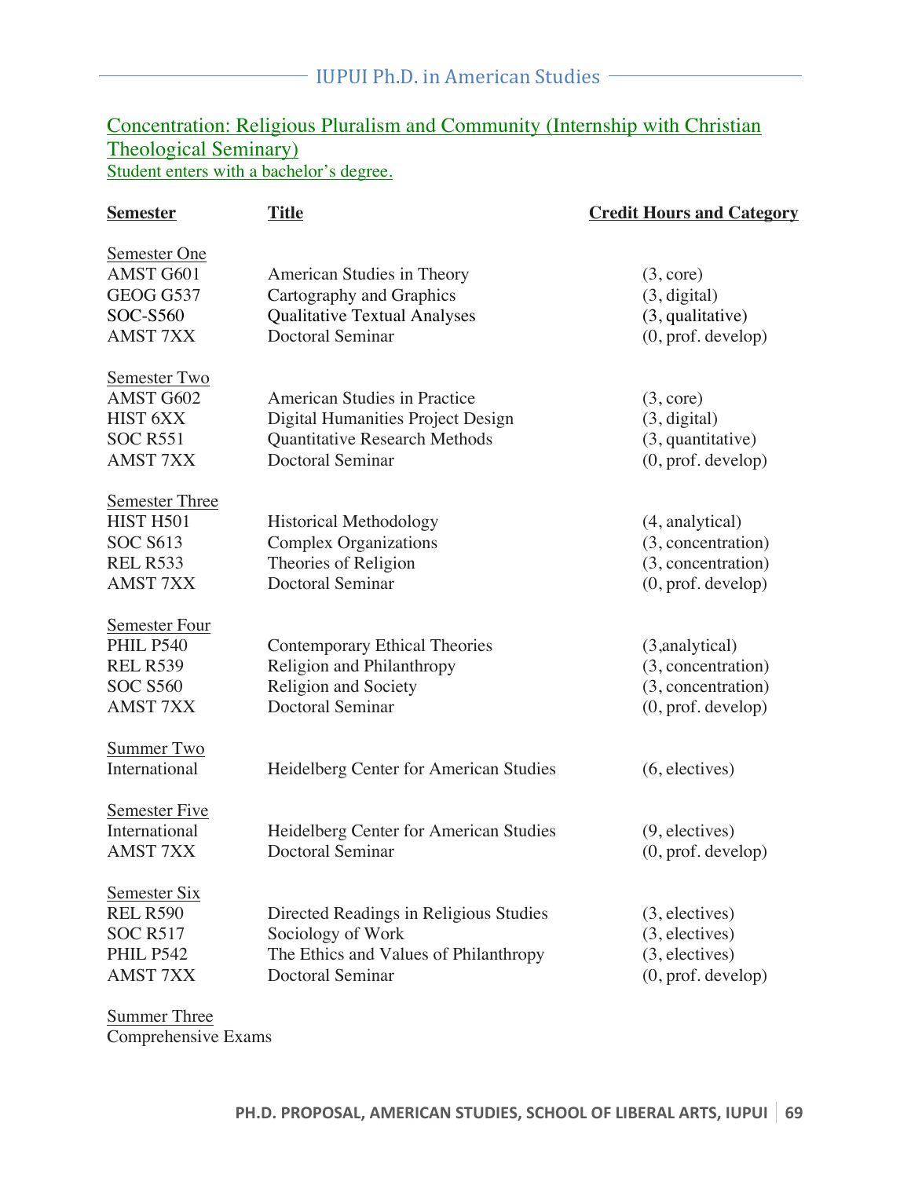## Concentration: Religious Pluralism and Community (Internship with Christian Theological Seminary)

Student enters with a bachelor's degree.

| Semester | Title | Credit Hours and Category |
|---|---|---|
| **Semester One** | | |
| AMST G601 | American Studies in Theory | (3, core) |
| GEOG G537 | Cartography and Graphics | (3, digital) |
| SOC-S560 | Qualitative Textual Analyses | (3, qualitative) |
| AMST 7XX | Doctoral Seminar | (0, prof. develop) |
| **Semester Two** | | |
| AMST G602 | American Studies in Practice | (3, core) |
| HIST 6XX | Digital Humanities Project Design | (3, digital) |
| SOC R551 | Quantitative Research Methods | (3, quantitative) |
| AMST 7XX | Doctoral Seminar | (0, prof. develop) |
| **Semester Three** | | |
| HIST H501 | Historical Methodology | (4, analytical) |
| SOC S613 | Complex Organizations | (3, concentration) |
| REL R533 | Theories of Religion | (3, concentration) |
| AMST 7XX | Doctoral Seminar | (0, prof. develop) |
| **Semester Four** | | |
| PHIL P540 | Contemporary Ethical Theories | (3,analytical) |
| REL R539 | Religion and Philanthropy | (3, concentration) |
| SOC S560 | Religion and Society | (3, concentration) |
| AMST 7XX | Doctoral Seminar | (0, prof. develop) |
| **Summer Two** | | |
| International | Heidelberg Center for American Studies | (6, electives) |
| **Semester Five** | | |
| International | Heidelberg Center for American Studies | (9, electives) |
| AMST 7XX | Doctoral Seminar | (0, prof. develop) |
| **Semester Six** | | |
| REL R590 | Directed Readings in Religious Studies | (3, electives) |
| SOC R517 | Sociology of Work | (3, electives) |
| PHIL P542 | The Ethics and Values of Philanthropy | (3, electives) |
| AMST 7XX | Doctoral Seminar | (0, prof. develop) |
| **Summer Three** | | |
| Comprehensive Exams | | |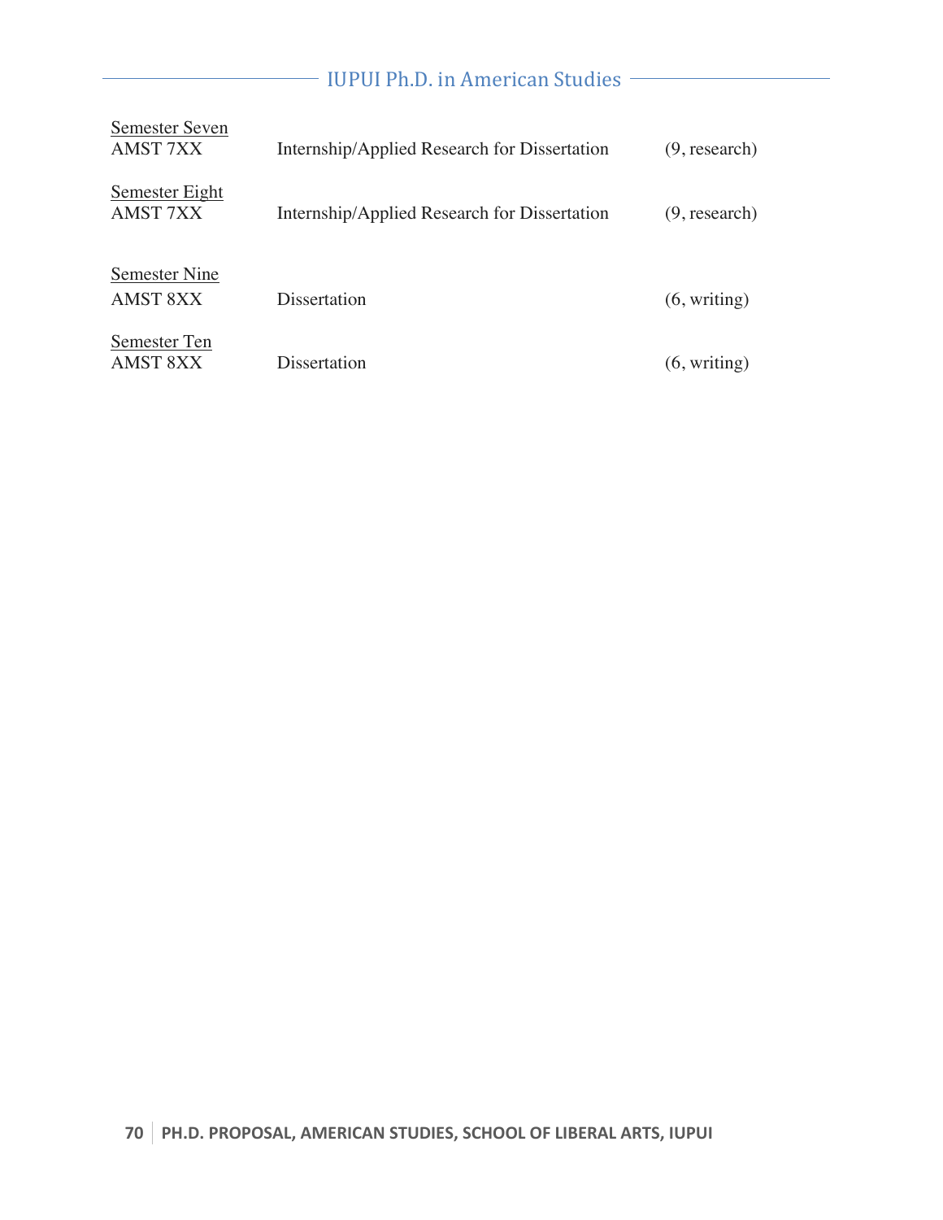Semester Seven

| | | |
|---|---|---|
| AMST 7XX | Internship/Applied Research for Dissertation | (9, research) |

Semester Eight

| | | |
|---|---|---|
| AMST 7XX | Internship/Applied Research for Dissertation | (9, research) |

Semester Nine

| | | |
|---|---|---|
| AMST 8XX | Dissertation | (6, writing) |

Semester Ten

| | | |
|---|---|---|
| AMST 8XX | Dissertation | (6, writing) |